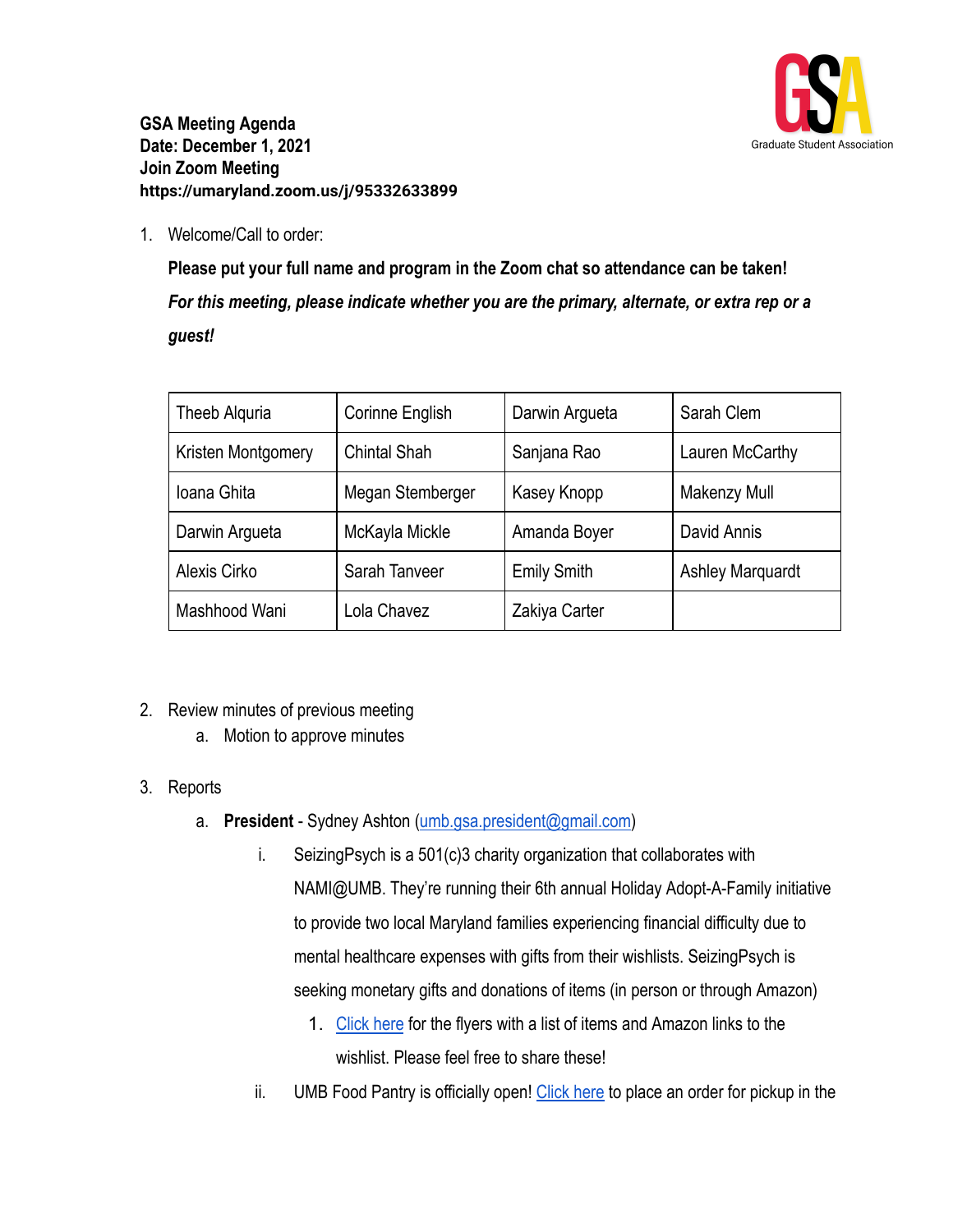**GSA Meeting Agenda**
**Date: December 1, 2021**
**Join Zoom Meeting**
**https://umaryland.zoom.us/j/95332633899**

GSA Graduate Student Association

1. Welcome/Call to order:

   **Please put your full name and program in the Zoom chat so attendance can be taken!**

   ***For this meeting, please indicate whether you are the primary, alternate, or extra rep or a guest!***

| Theeb Alquria | Corinne English | Darwin Argueta | Sarah Clem |
|---|---|---|---|
| Kristen Montgomery | Chintal Shah | Sanjana Rao | Lauren McCarthy |
| Ioana Ghita | Megan Stemberger | Kasey Knopp | Makenzy Mull |
| Darwin Argueta | McKayla Mickle | Amanda Boyer | David Annis |
| Alexis Cirko | Sarah Tanveer | Emily Smith | Ashley Marquardt |
| Mashhood Wani | Lola Chavez | Zakiya Carter | |

2. Review minutes of previous meeting
   a. Motion to approve minutes

3. Reports
   a. **President** - Sydney Ashton (umb.gsa.president@gmail.com)
      i. SeizingPsych is a 501(c)3 charity organization that collaborates with NAMI@UMB. They're running their 6th annual Holiday Adopt-A-Family initiative to provide two local Maryland families experiencing financial difficulty due to mental healthcare expenses with gifts from their wishlists. SeizingPsych is seeking monetary gifts and donations of items (in person or through Amazon)
         1. Click here for the flyers with a list of items and Amazon links to the wishlist. Please feel free to share these!
      ii. UMB Food Pantry is officially open! Click here to place an order for pickup in the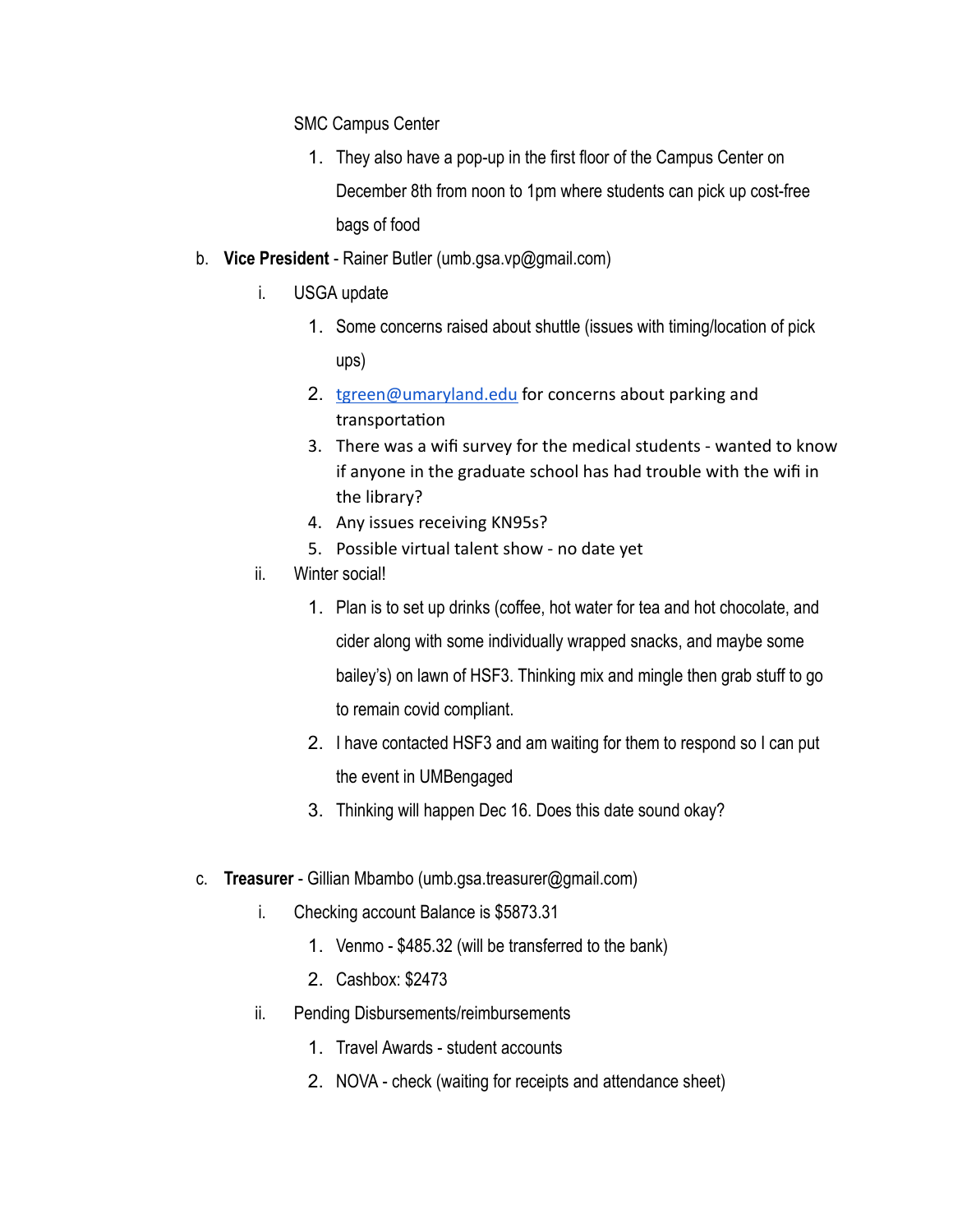SMC Campus Center

1. They also have a pop-up in the first floor of the Campus Center on December 8th from noon to 1pm where students can pick up cost-free bags of food

b. **Vice President** - Rainer Butler (umb.gsa.vp@gmail.com)

   i. USGA update

      1. Some concerns raised about shuttle (issues with timing/location of pick ups)
      2. tgreen@umaryland.edu for concerns about parking and transportation
      3. There was a wifi survey for the medical students - wanted to know if anyone in the graduate school has had trouble with the wifi in the library?
      4. Any issues receiving KN95s?
      5. Possible virtual talent show - no date yet

   ii. Winter social!

      1. Plan is to set up drinks (coffee, hot water for tea and hot chocolate, and cider along with some individually wrapped snacks, and maybe some bailey's) on lawn of HSF3. Thinking mix and mingle then grab stuff to go to remain covid compliant.
      2. I have contacted HSF3 and am waiting for them to respond so I can put the event in UMBengaged
      3. Thinking will happen Dec 16. Does this date sound okay?

c. **Treasurer** - Gillian Mbambo (umb.gsa.treasurer@gmail.com)

   i. Checking account Balance is $5873.31

      1. Venmo - $485.32 (will be transferred to the bank)
      2. Cashbox: $2473

   ii. Pending Disbursements/reimbursements

      1. Travel Awards - student accounts
      2. NOVA - check (waiting for receipts and attendance sheet)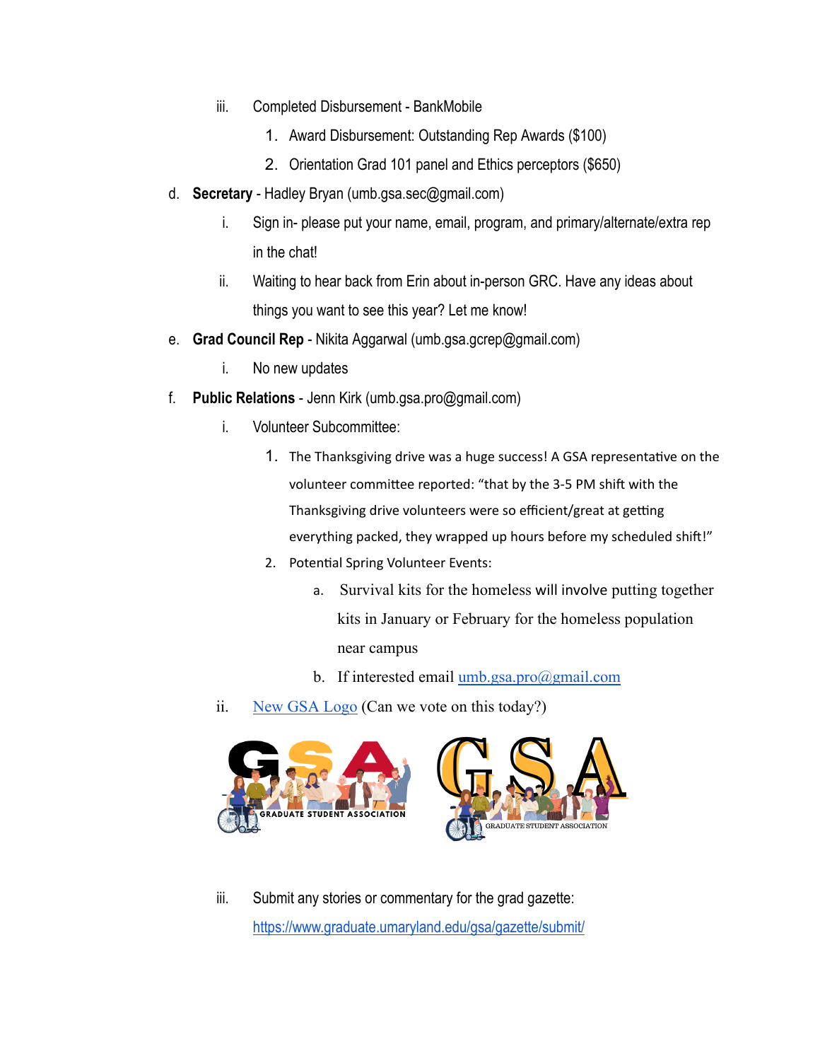iii. Completed Disbursement - BankMobile
      1. Award Disbursement: Outstanding Rep Awards ($100)
      2. Orientation Grad 101 panel and Ethics perceptors ($650)

d. **Secretary** - Hadley Bryan (umb.gsa.sec@gmail.com)
   i. Sign in- please put your name, email, program, and primary/alternate/extra rep in the chat!
   ii. Waiting to hear back from Erin about in-person GRC. Have any ideas about things you want to see this year? Let me know!

e. **Grad Council Rep** - Nikita Aggarwal (umb.gsa.gcrep@gmail.com)
   i. No new updates

f. **Public Relations** - Jenn Kirk (umb.gsa.pro@gmail.com)
   i. Volunteer Subcommittee:
      1. The Thanksgiving drive was a huge success! A GSA representative on the volunteer committee reported: "that by the 3-5 PM shift with the Thanksgiving drive volunteers were so efficient/great at getting everything packed, they wrapped up hours before my scheduled shift!"
      2. Potential Spring Volunteer Events:
         a. Survival kits for the homeless will involve putting together kits in January or February for the homeless population near campus
         b. If interested email umb.gsa.pro@gmail.com
   ii. New GSA Logo (Can we vote on this today?)
   iii. Submit any stories or commentary for the grad gazette: https://www.graduate.umaryland.edu/gsa/gazette/submit/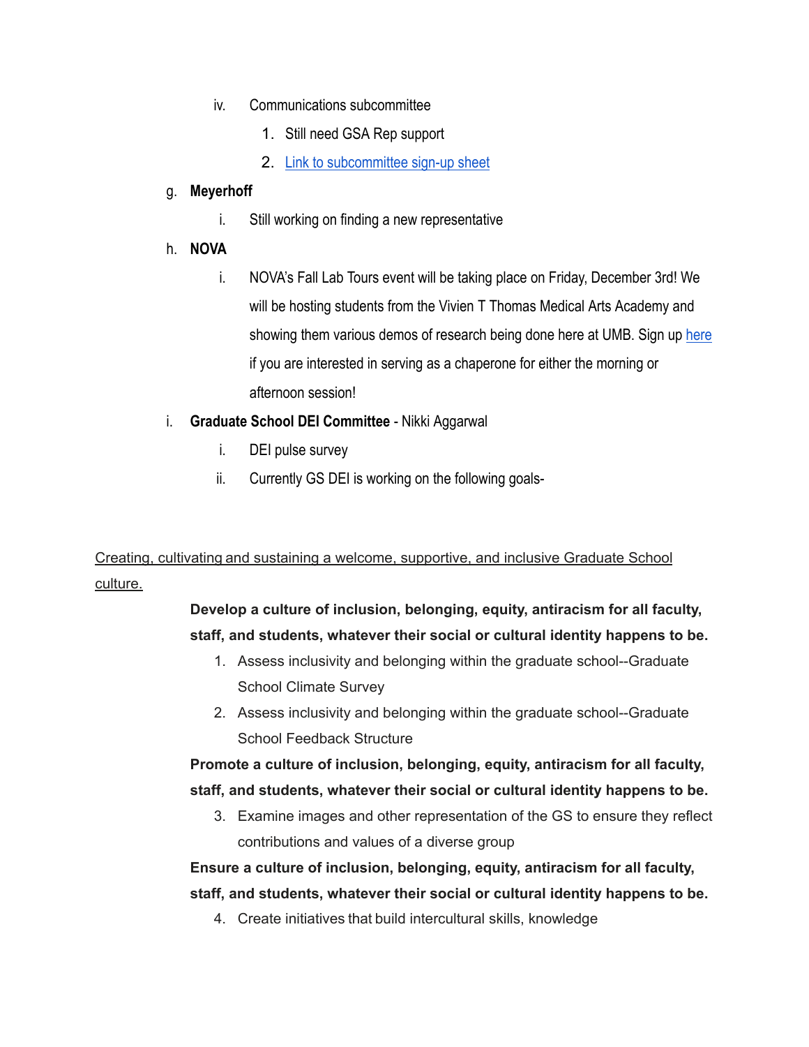iv. Communications subcommittee
      1. Still need GSA Rep support
      2. [Link to subcommittee sign-up sheet]

g. **Meyerhoff**
   i. Still working on finding a new representative

h. **NOVA**
   i. NOVA's Fall Lab Tours event will be taking place on Friday, December 3rd! We will be hosting students from the Vivien T Thomas Medical Arts Academy and showing them various demos of research being done here at UMB. Sign up [here] if you are interested in serving as a chaperone for either the morning or afternoon session!

i. **Graduate School DEI Committee** - Nikki Aggarwal
   i. DEI pulse survey
   ii. Currently GS DEI is working on the following goals-

<u>Creating, cultivating and sustaining a welcome, supportive, and inclusive Graduate School culture.</u>

**Develop a culture of inclusion, belonging, equity, antiracism for all faculty, staff, and students, whatever their social or cultural identity happens to be.**

1. Assess inclusivity and belonging within the graduate school--Graduate School Climate Survey
2. Assess inclusivity and belonging within the graduate school--Graduate School Feedback Structure

**Promote a culture of inclusion, belonging, equity, antiracism for all faculty, staff, and students, whatever their social or cultural identity happens to be.**

3. Examine images and other representation of the GS to ensure they reflect contributions and values of a diverse group

**Ensure a culture of inclusion, belonging, equity, antiracism for all faculty, staff, and students, whatever their social or cultural identity happens to be.**

4. Create initiatives that build intercultural skills, knowledge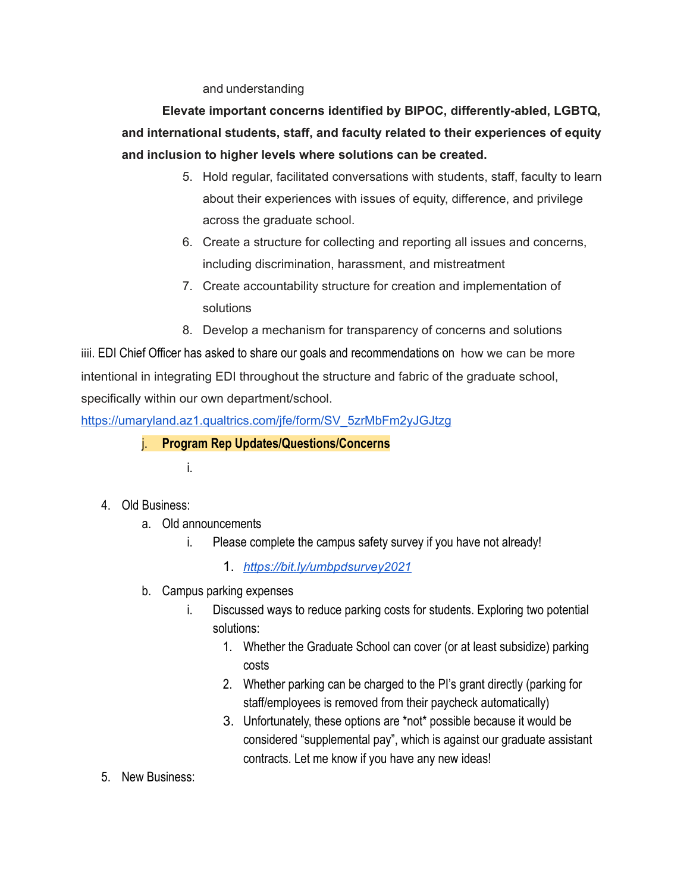and understanding

**Elevate important concerns identified by BIPOC, differently-abled, LGBTQ, and international students, staff, and faculty related to their experiences of equity and inclusion to higher levels where solutions can be created.**

5. Hold regular, facilitated conversations with students, staff, faculty to learn about their experiences with issues of equity, difference, and privilege across the graduate school.
6. Create a structure for collecting and reporting all issues and concerns, including discrimination, harassment, and mistreatment
7. Create accountability structure for creation and implementation of solutions
8. Develop a mechanism for transparency of concerns and solutions

iiii. EDI Chief Officer has asked to share our goals and recommendations on how we can be more intentional in integrating EDI throughout the structure and fabric of the graduate school, specifically within our own department/school.
https://umaryland.az1.qualtrics.com/jfe/form/SV_5zrMbFm2yJGJtzg

j. **Program Rep Updates/Questions/Concerns**

   i.

4. Old Business:
   a. Old announcements
      i. Please complete the campus safety survey if you have not already!
         1. *https://bit.ly/umbpdsurvey2021*
   b. Campus parking expenses
      i. Discussed ways to reduce parking costs for students. Exploring two potential solutions:
         1. Whether the Graduate School can cover (or at least subsidize) parking costs
         2. Whether parking can be charged to the PI's grant directly (parking for staff/employees is removed from their paycheck automatically)
         3. Unfortunately, these options are *not* possible because it would be considered "supplemental pay", which is against our graduate assistant contracts. Let me know if you have any new ideas!
5. New Business: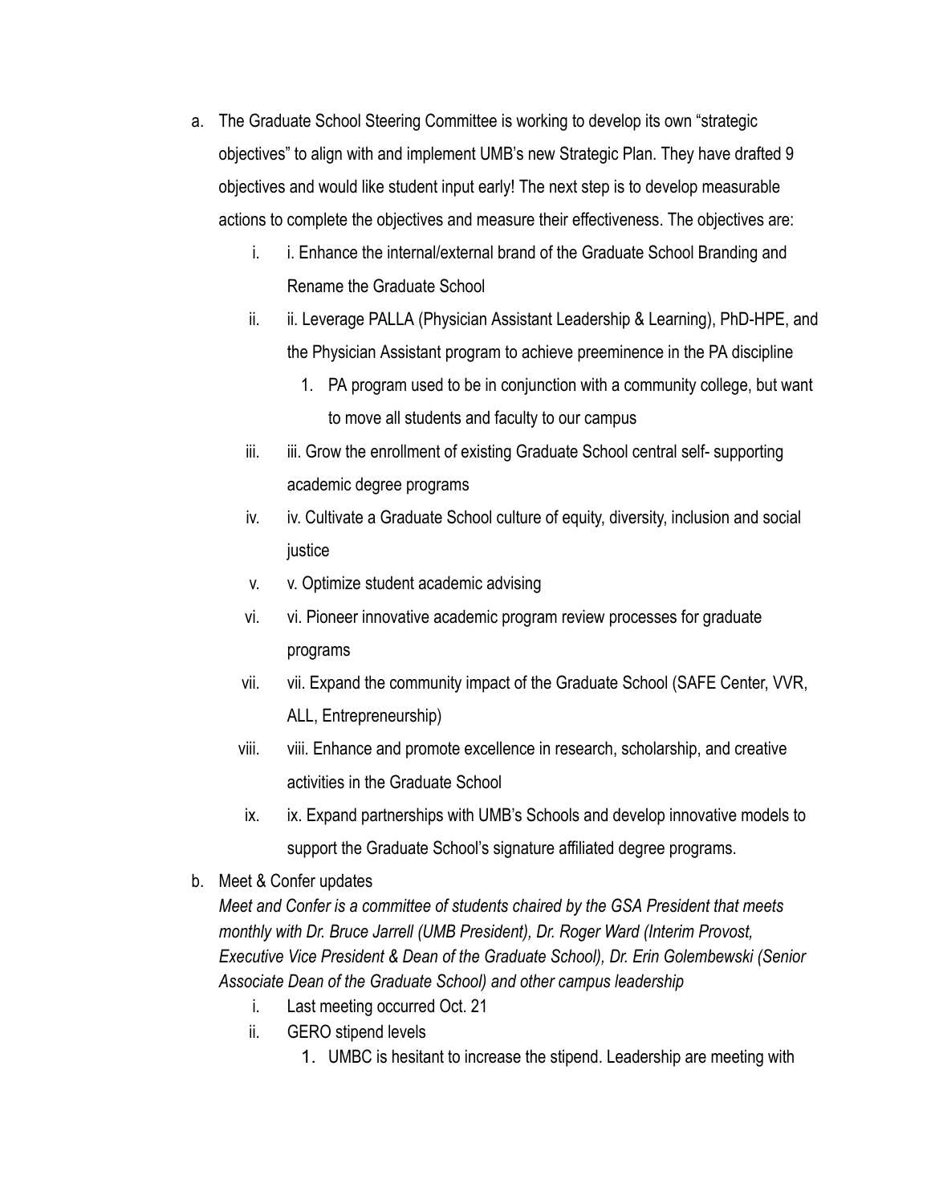a. The Graduate School Steering Committee is working to develop its own "strategic objectives" to align with and implement UMB's new Strategic Plan. They have drafted 9 objectives and would like student input early! The next step is to develop measurable actions to complete the objectives and measure their effectiveness. The objectives are:
    i. i. Enhance the internal/external brand of the Graduate School Branding and Rename the Graduate School
    ii. ii. Leverage PALLA (Physician Assistant Leadership & Learning), PhD-HPE, and the Physician Assistant program to achieve preeminence in the PA discipline
        1. PA program used to be in conjunction with a community college, but want to move all students and faculty to our campus
    iii. iii. Grow the enrollment of existing Graduate School central self- supporting academic degree programs
    iv. iv. Cultivate a Graduate School culture of equity, diversity, inclusion and social justice
    v. v. Optimize student academic advising
    vi. vi. Pioneer innovative academic program review processes for graduate programs
    vii. vii. Expand the community impact of the Graduate School (SAFE Center, VVR, ALL, Entrepreneurship)
    viii. viii. Enhance and promote excellence in research, scholarship, and creative activities in the Graduate School
    ix. ix. Expand partnerships with UMB's Schools and develop innovative models to support the Graduate School's signature affiliated degree programs.

b. Meet & Confer updates
*Meet and Confer is a committee of students chaired by the GSA President that meets monthly with Dr. Bruce Jarrell (UMB President), Dr. Roger Ward (Interim Provost, Executive Vice President & Dean of the Graduate School), Dr. Erin Golembewski (Senior Associate Dean of the Graduate School) and other campus leadership*
    i. Last meeting occurred Oct. 21
    ii. GERO stipend levels
        1. UMBC is hesitant to increase the stipend. Leadership are meeting with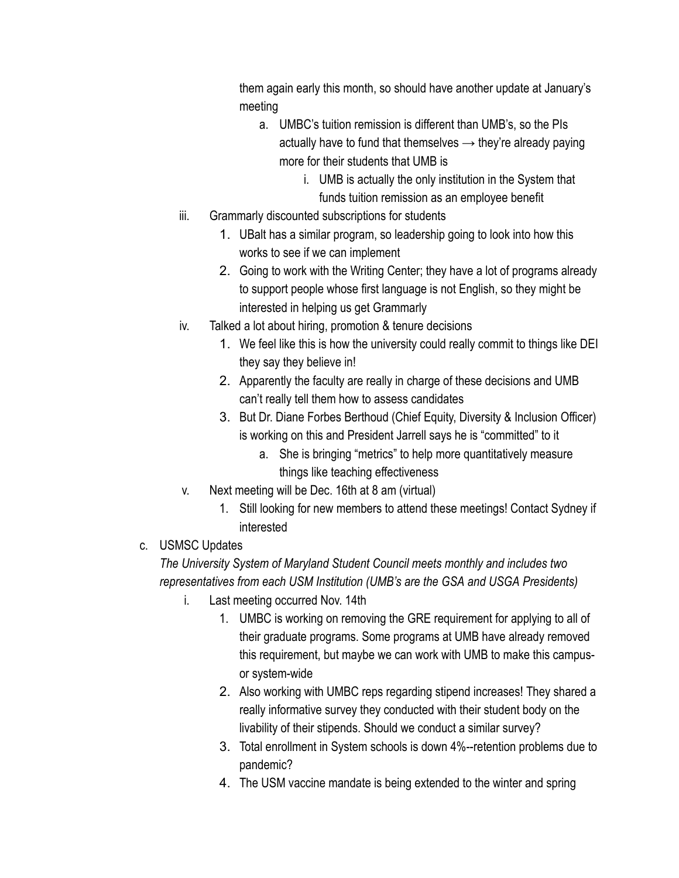them again early this month, so should have another update at January's meeting

a. UMBC's tuition remission is different than UMB's, so the PIs actually have to fund that themselves → they're already paying more for their students that UMB is
    i. UMB is actually the only institution in the System that funds tuition remission as an employee benefit

iii. Grammarly discounted subscriptions for students
    1. UBalt has a similar program, so leadership going to look into how this works to see if we can implement
    2. Going to work with the Writing Center; they have a lot of programs already to support people whose first language is not English, so they might be interested in helping us get Grammarly

iv. Talked a lot about hiring, promotion & tenure decisions
    1. We feel like this is how the university could really commit to things like DEI they say they believe in!
    2. Apparently the faculty are really in charge of these decisions and UMB can't really tell them how to assess candidates
    3. But Dr. Diane Forbes Berthoud (Chief Equity, Diversity & Inclusion Officer) is working on this and President Jarrell says he is "committed" to it
        a. She is bringing "metrics" to help more quantitatively measure things like teaching effectiveness

v. Next meeting will be Dec. 16th at 8 am (virtual)
    1. Still looking for new members to attend these meetings! Contact Sydney if interested

c. USMSC Updates

*The University System of Maryland Student Council meets monthly and includes two representatives from each USM Institution (UMB's are the GSA and USGA Presidents)*

i. Last meeting occurred Nov. 14th
    1. UMBC is working on removing the GRE requirement for applying to all of their graduate programs. Some programs at UMB have already removed this requirement, but maybe we can work with UMB to make this campus- or system-wide
    2. Also working with UMBC reps regarding stipend increases! They shared a really informative survey they conducted with their student body on the livability of their stipends. Should we conduct a similar survey?
    3. Total enrollment in System schools is down 4%--retention problems due to pandemic?
    4. The USM vaccine mandate is being extended to the winter and spring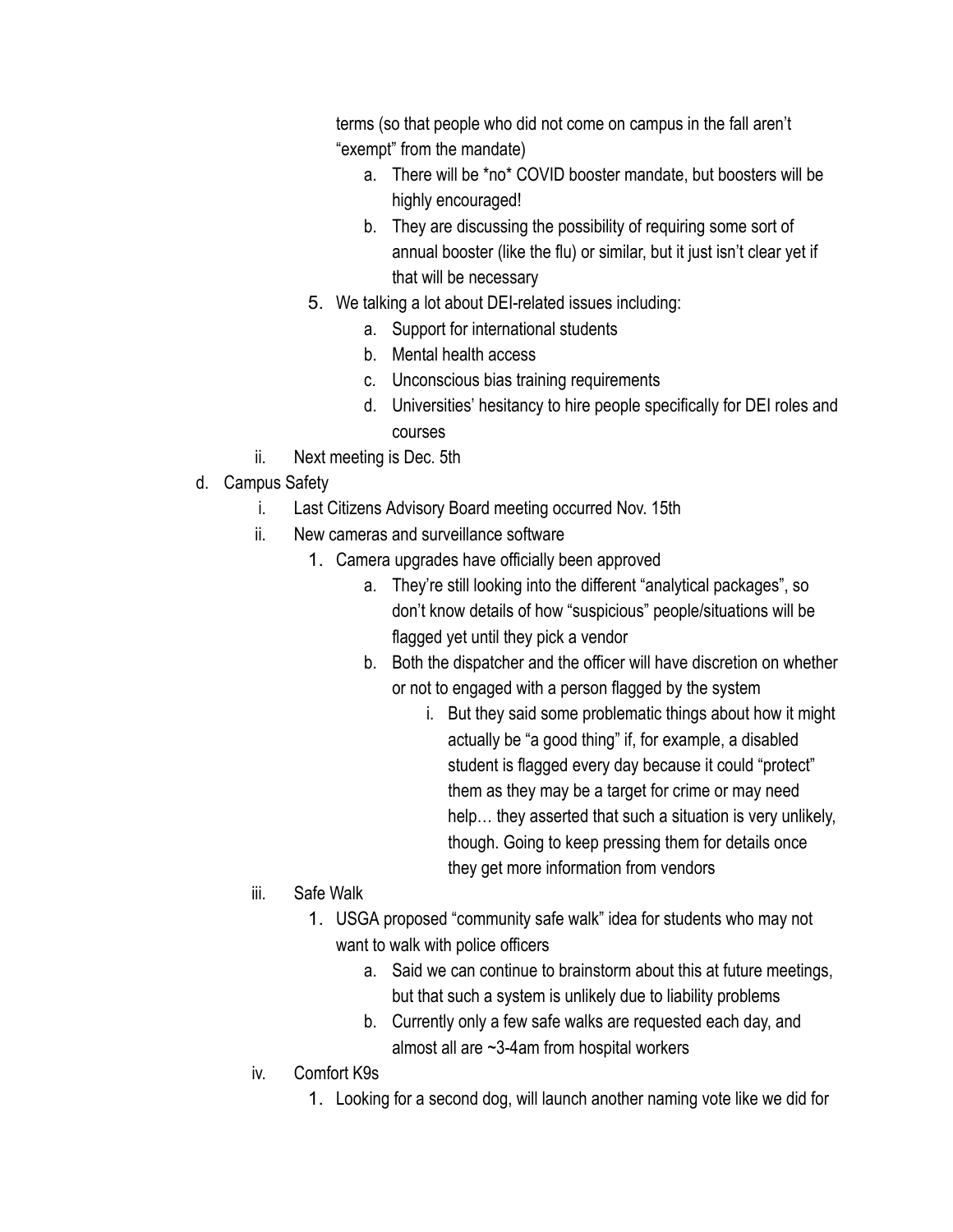terms (so that people who did not come on campus in the fall aren't "exempt" from the mandate)

- a. There will be *no* COVID booster mandate, but boosters will be highly encouraged!
- b. They are discussing the possibility of requiring some sort of annual booster (like the flu) or similar, but it just isn't clear yet if that will be necessary

5. We talking a lot about DEI-related issues including:
   - a. Support for international students
   - b. Mental health access
   - c. Unconscious bias training requirements
   - d. Universities' hesitancy to hire people specifically for DEI roles and courses

- ii. Next meeting is Dec. 5th

- d. Campus Safety
  - i. Last Citizens Advisory Board meeting occurred Nov. 15th
  - ii. New cameras and surveillance software
    1. Camera upgrades have officially been approved
       - a. They're still looking into the different "analytical packages", so don't know details of how "suspicious" people/situations will be flagged yet until they pick a vendor
       - b. Both the dispatcher and the officer will have discretion on whether or not to engaged with a person flagged by the system
         - i. But they said some problematic things about how it might actually be "a good thing" if, for example, a disabled student is flagged every day because it could "protect" them as they may be a target for crime or may need help… they asserted that such a situation is very unlikely, though. Going to keep pressing them for details once they get more information from vendors
  - iii. Safe Walk
    1. USGA proposed "community safe walk" idea for students who may not want to walk with police officers
       - a. Said we can continue to brainstorm about this at future meetings, but that such a system is unlikely due to liability problems
       - b. Currently only a few safe walks are requested each day, and almost all are ~3-4am from hospital workers
  - iv. Comfort K9s
    1. Looking for a second dog, will launch another naming vote like we did for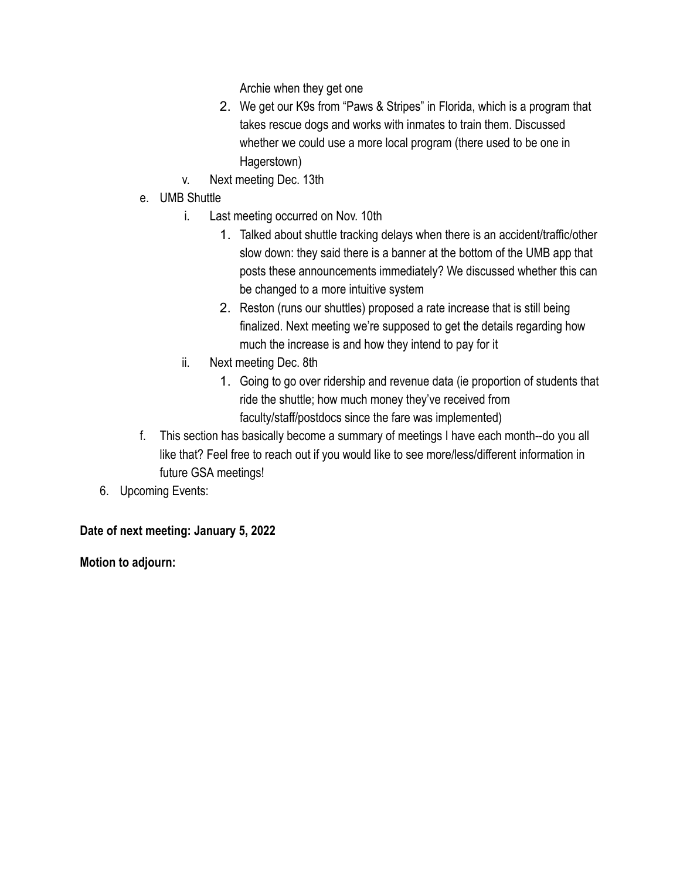Archie when they get one

        2. We get our K9s from “Paws & Stripes” in Florida, which is a program that takes rescue dogs and works with inmates to train them. Discussed whether we could use a more local program (there used to be one in Hagerstown)

    v. Next meeting Dec. 13th

  e. UMB Shuttle

    i. Last meeting occurred on Nov. 10th

        1. Talked about shuttle tracking delays when there is an accident/traffic/other slow down: they said there is a banner at the bottom of the UMB app that posts these announcements immediately? We discussed whether this can be changed to a more intuitive system
        2. Reston (runs our shuttles) proposed a rate increase that is still being finalized. Next meeting we’re supposed to get the details regarding how much the increase is and how they intend to pay for it

    ii. Next meeting Dec. 8th

        1. Going to go over ridership and revenue data (ie proportion of students that ride the shuttle; how much money they’ve received from faculty/staff/postdocs since the fare was implemented)

  f. This section has basically become a summary of meetings I have each month--do you all like that? Feel free to reach out if you would like to see more/less/different information in future GSA meetings!

6. Upcoming Events:

**Date of next meeting: January 5, 2022**

**Motion to adjourn:**